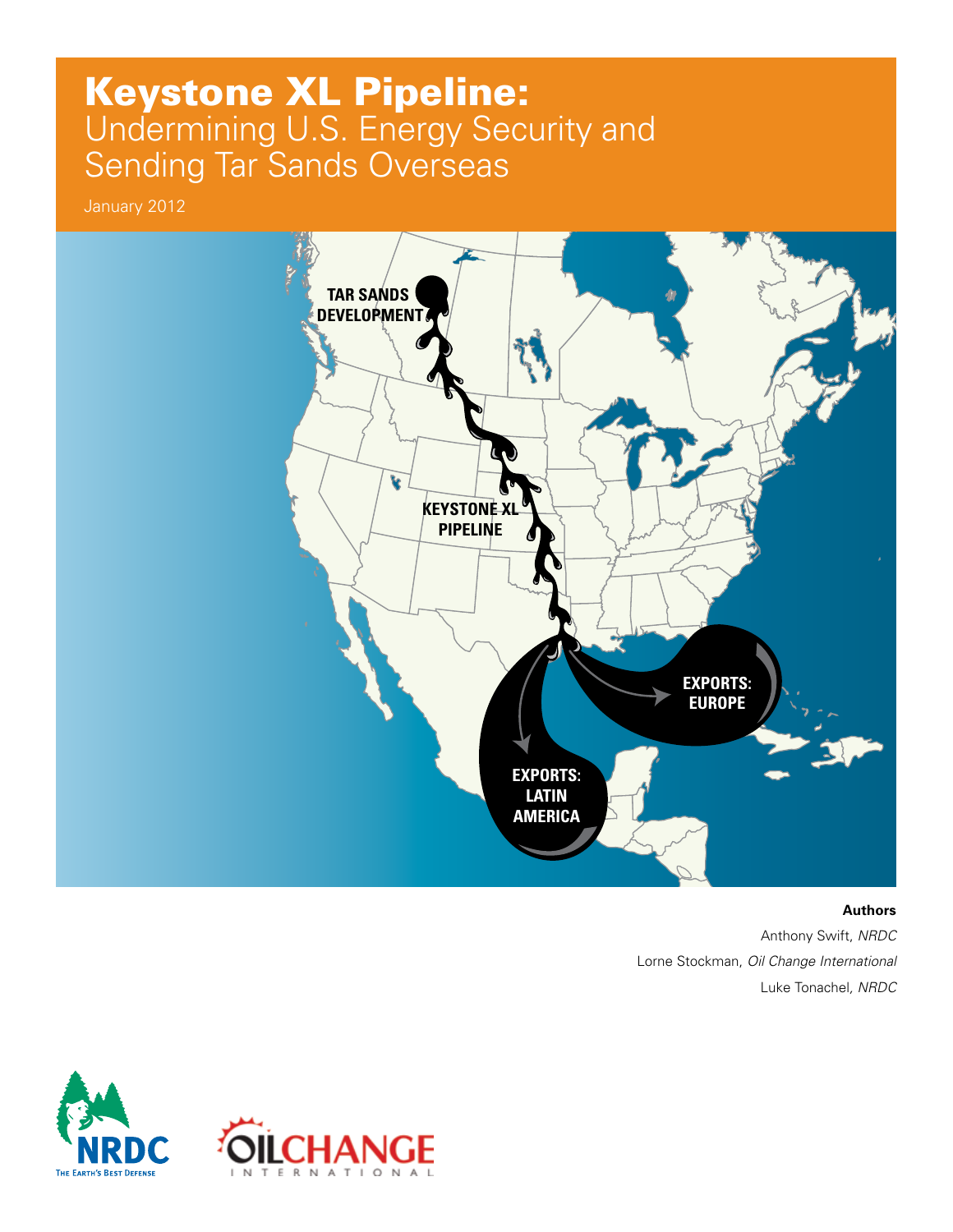# Keystone XL Pipeline:

## Undermining U.S. Energy Security and Sending Tar Sands Overseas

January 2012

TAR SANDS DEVELOPMENT

KEYSTONE XL PIPELINE

EXPORTS: EUROPE

EXPORTS: LATIN AMERICA

**Authors**

Anthony Swift, *NRDC*

Lorne Stockman, *Oil Change International*

Luke Tonachel, *NRDC*

NRDC
THE EARTH'S BEST DEFENSE

OILCHANGE INTERNATIONAL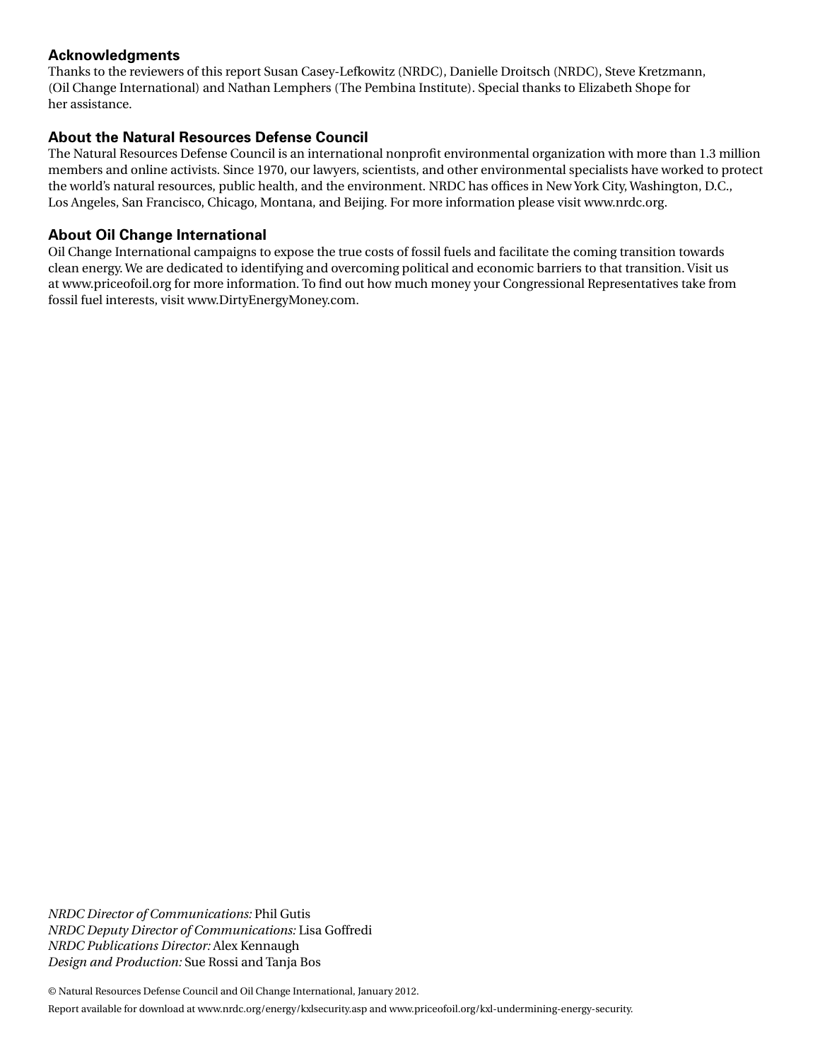## Acknowledgments

Thanks to the reviewers of this report Susan Casey-Lefkowitz (NRDC), Danielle Droitsch (NRDC), Steve Kretzmann, (Oil Change International) and Nathan Lemphers (The Pembina Institute). Special thanks to Elizabeth Shope for her assistance.

## About the Natural Resources Defense Council

The Natural Resources Defense Council is an international nonprofit environmental organization with more than 1.3 million members and online activists. Since 1970, our lawyers, scientists, and other environmental specialists have worked to protect the world's natural resources, public health, and the environment. NRDC has offices in New York City, Washington, D.C., Los Angeles, San Francisco, Chicago, Montana, and Beijing. For more information please visit www.nrdc.org.

## About Oil Change International

Oil Change International campaigns to expose the true costs of fossil fuels and facilitate the coming transition towards clean energy. We are dedicated to identifying and overcoming political and economic barriers to that transition. Visit us at www.priceofoil.org for more information. To find out how much money your Congressional Representatives take from fossil fuel interests, visit www.DirtyEnergyMoney.com.

*NRDC Director of Communications:* Phil Gutis
*NRDC Deputy Director of Communications:* Lisa Goffredi
*NRDC Publications Director:* Alex Kennaugh
*Design and Production:* Sue Rossi and Tanja Bos

© Natural Resources Defense Council and Oil Change International, January 2012.

Report available for download at www.nrdc.org/energy/kxlsecurity.asp and www.priceofoil.org/kxl-undermining-energy-security.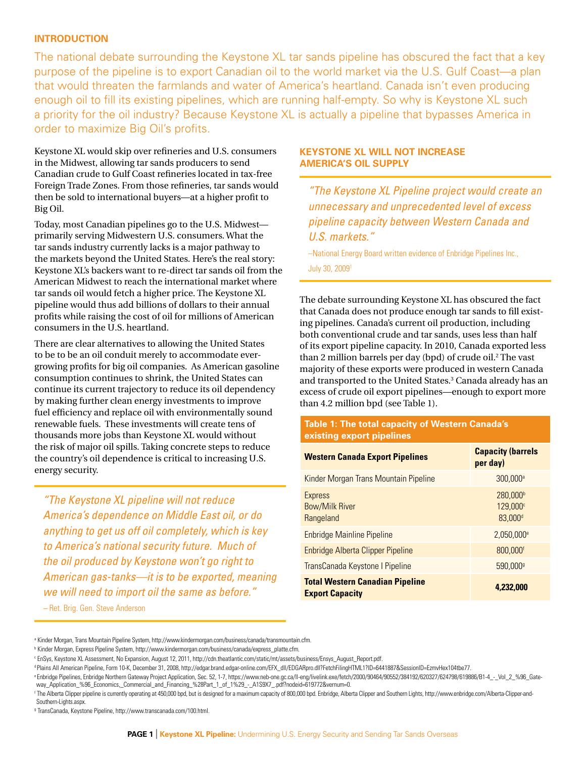## INTRODUCTION

The national debate surrounding the Keystone XL tar sands pipeline has obscured the fact that a key purpose of the pipeline is to export Canadian oil to the world market via the U.S. Gulf Coast—a plan that would threaten the farmlands and water of America's heartland. Canada isn't even producing enough oil to fill its existing pipelines, which are running half-empty. So why is Keystone XL such a priority for the oil industry? Because Keystone XL is actually a pipeline that bypasses America in order to maximize Big Oil's profits.

Keystone XL would skip over refineries and U.S. consumers in the Midwest, allowing tar sands producers to send Canadian crude to Gulf Coast refineries located in tax-free Foreign Trade Zones. From those refineries, tar sands would then be sold to international buyers—at a higher profit to Big Oil.

Today, most Canadian pipelines go to the U.S. Midwest—primarily serving Midwestern U.S. consumers. What the tar sands industry currently lacks is a major pathway to the markets beyond the United States. Here's the real story: Keystone XL's backers want to re-direct tar sands oil from the American Midwest to reach the international market where tar sands oil would fetch a higher price. The Keystone XL pipeline would thus add billions of dollars to their annual profits while raising the cost of oil for millions of American consumers in the U.S. heartland.

There are clear alternatives to allowing the United States to be to be an oil conduit merely to accommodate ever-growing profits for big oil companies. As American gasoline consumption continues to shrink, the United States can continue its current trajectory to reduce its oil dependency by making further clean energy investments to improve fuel efficiency and replace oil with environmentally sound renewable fuels. These investments will create tens of thousands more jobs than Keystone XL would without the risk of major oil spills. Taking concrete steps to reduce the country's oil dependence is critical to increasing U.S. energy security.

> *"The Keystone XL pipeline will not reduce America's dependence on Middle East oil, or do anything to get us off oil completely, which is key to America's national security future. Much of the oil produced by Keystone won't go right to American gas-tanks—it is to be exported, meaning we will need to import oil the same as before."*
>
> – Ret. Brig. Gen. Steve Anderson

## KEYSTONE XL WILL NOT INCREASE AMERICA'S OIL SUPPLY

> *"The Keystone XL Pipeline project would create an unnecessary and unprecedented level of excess pipeline capacity between Western Canada and U.S. markets."*
>
> –National Energy Board written evidence of Enbridge Pipelines Inc., July 30, 2009[1]

The debate surrounding Keystone XL has obscured the fact that Canada does not produce enough tar sands to fill existing pipelines. Canada's current oil production, including both conventional crude and tar sands, uses less than half of its export pipeline capacity. In 2010, Canada exported less than 2 million barrels per day (bpd) of crude oil.[2] The vast majority of these exports were produced in western Canada and transported to the United States.[3] Canada already has an excess of crude oil export pipelines—enough to export more than 4.2 million bpd (see Table 1).

**Table 1: The total capacity of Western Canada's existing export pipelines**

| Western Canada Export Pipelines | Capacity (barrels per day) |
|---|---|
| Kinder Morgan Trans Mountain Pipeline | 300,000[a] |
| Express | 280,000[b] |
| Bow/Milk River | 129,000[c] |
| Rangeland | 83,000[d] |
| Enbridge Mainline Pipeline | 2,050,000[e] |
| Enbridge Alberta Clipper Pipeline | 800,000[f] |
| TransCanada Keystone I Pipeline | 590,000[g] |
| **Total Western Canadian Pipeline Export Capacity** | **4,232,000** |

[a] Kinder Morgan, Trans Mountain Pipeline System, http://www.kindermorgan.com/business/canada/transmountain.cfm.

[b] Kinder Morgan, Express Pipeline System, http://www.kindermorgan.com/business/canada/express_platte.cfm.

[c] EnSys, Keystone XL Assessment, No Expansion, August 12, 2011, http://cdn.theatlantic.com/static/mt/assets/business/Ensys_August_Report.pdf.

[d] Plains All American Pipeline, Form 10-K, December 31, 2008, http://edgar.brand.edgar-online.com/EFX_dll/EDGARpro.dll?FetchFilingHTML1?ID=6441887&SessionID=EzmvHex104tbe77.

[e] Enbridge Pipelines, Enbridge Northern Gateway Project Application, Sec. 52, 1-7, https://www.neb-one.gc.ca/ll-eng/livelink.exe/fetch/2000/90464/90552/384192/620327/624798/619886/B1-4_-_Vol_2_%96_Gateway_Application_%96_Economics,_Commercial_and_Financing_%28Part_1_of_1%29_-_A1S9X7_.pdf?nodeid=619772&vernum=0.

[f] The Alberta Clipper pipeline is currently operating at 450,000 bpd, but is designed for a maximum capacity of 800,000 bpd. Enbridge, Alberta Clipper and Southern Lights, http://www.enbridge.com/Alberta-Clipper-and-Southern-Lights.aspx.

[g] TransCanada, Keystone Pipeline, http://www.transcanada.com/100.html.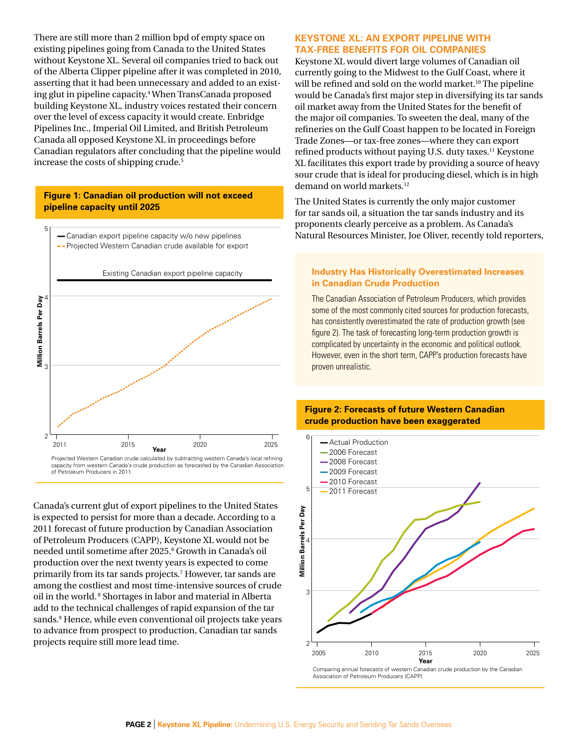There are still more than 2 million bpd of empty space on existing pipelines going from Canada to the United States without Keystone XL. Several oil companies tried to back out of the Alberta Clipper pipeline after it was completed in 2010, asserting that it had been unnecessary and added to an existing glut in pipeline capacity.[4] When TransCanada proposed building Keystone XL, industry voices restated their concern over the level of excess capacity it would create. Enbridge Pipelines Inc., Imperial Oil Limited, and British Petroleum Canada all opposed Keystone XL in proceedings before Canadian regulators after concluding that the pipeline would increase the costs of shipping crude.[5]

**Figure 1: Canadian oil production will not exceed pipeline capacity until 2025**

Projected Western Canadian crude calculated by subtracting western Canada's local refining capacity from western Canada's crude production as forecasted by the Canadian Association of Petroleum Producers in 2011.

Canada's current glut of export pipelines to the United States is expected to persist for more than a decade. According to a 2011 forecast of future production by Canadian Association of Petroleum Producers (CAPP), Keystone XL would not be needed until sometime after 2025.[6] Growth in Canada's oil production over the next twenty years is expected to come primarily from its tar sands projects.[7] However, tar sands are among the costliest and most time-intensive sources of crude oil in the world.[8] Shortages in labor and material in Alberta add to the technical challenges of rapid expansion of the tar sands.[9] Hence, while even conventional oil projects take years to advance from prospect to production, Canadian tar sands projects require still more lead time.

## KEYSTONE XL: AN EXPORT PIPELINE WITH TAX-FREE BENEFITS FOR OIL COMPANIES

Keystone XL would divert large volumes of Canadian oil currently going to the Midwest to the Gulf Coast, where it will be refined and sold on the world market.[10] The pipeline would be Canada's first major step in diversifying its tar sands oil market away from the United States for the benefit of the major oil companies. To sweeten the deal, many of the refineries on the Gulf Coast happen to be located in Foreign Trade Zones—or tax-free zones—where they can export refined products without paying U.S. duty taxes.[11] Keystone XL facilitates this export trade by providing a source of heavy sour crude that is ideal for producing diesel, which is in high demand on world markets.[12]

The United States is currently the only major customer for tar sands oil, a situation the tar sands industry and its proponents clearly perceive as a problem. As Canada's Natural Resources Minister, Joe Oliver, recently told reporters,

### Industry Has Historically Overestimated Increases in Canadian Crude Production

The Canadian Association of Petroleum Producers, which provides some of the most commonly cited sources for production forecasts, has consistently overestimated the rate of production growth (see figure 2). The task of forecasting long-term production growth is complicated by uncertainty in the economic and political outlook. However, even in the short term, CAPP's production forecasts have proven unrealistic.

**Figure 2: Forecasts of future Western Canadian crude production have been exaggerated**

Comparing annual forecasts of western Canadian crude production by the Canadian Association of Petroleum Producers (CAPP)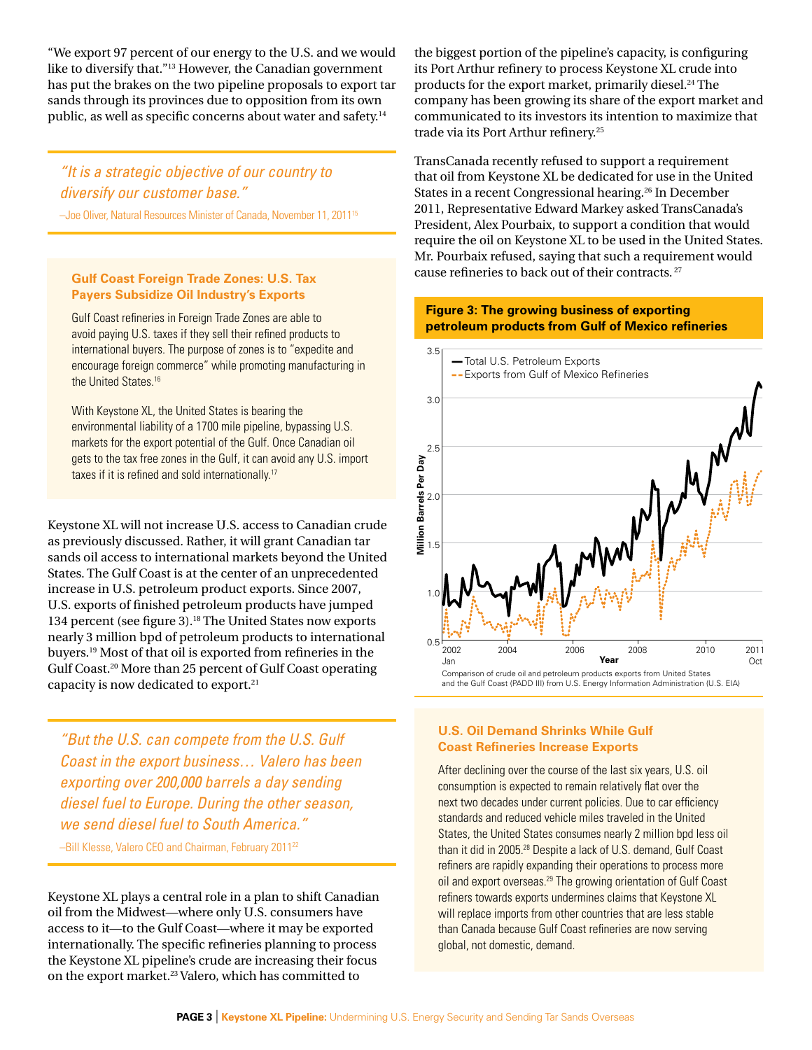"We export 97 percent of our energy to the U.S. and we would like to diversify that."[13] However, the Canadian government has put the brakes on the two pipeline proposals to export tar sands through its provinces due to opposition from its own public, as well as specific concerns about water and safety.[14]

> *"It is a strategic objective of our country to diversify our customer base."*
>
> –Joe Oliver, Natural Resources Minister of Canada, November 11, 2011[15]

### Gulf Coast Foreign Trade Zones: U.S. Tax Payers Subsidize Oil Industry's Exports

Gulf Coast refineries in Foreign Trade Zones are able to avoid paying U.S. taxes if they sell their refined products to international buyers. The purpose of zones is to "expedite and encourage foreign commerce" while promoting manufacturing in the United States.[16]

With Keystone XL, the United States is bearing the environmental liability of a 1700 mile pipeline, bypassing U.S. markets for the export potential of the Gulf. Once Canadian oil gets to the tax free zones in the Gulf, it can avoid any U.S. import taxes if it is refined and sold internationally.[17]

Keystone XL will not increase U.S. access to Canadian crude as previously discussed. Rather, it will grant Canadian tar sands oil access to international markets beyond the United States. The Gulf Coast is at the center of an unprecedented increase in U.S. petroleum product exports. Since 2007, U.S. exports of finished petroleum products have jumped 134 percent (see figure 3).[18] The United States now exports nearly 3 million bpd of petroleum products to international buyers.[19] Most of that oil is exported from refineries in the Gulf Coast.[20] More than 25 percent of Gulf Coast operating capacity is now dedicated to export.[21]

> *"But the U.S. can compete from the U.S. Gulf Coast in the export business… Valero has been exporting over 200,000 barrels a day sending diesel fuel to Europe. During the other season, we send diesel fuel to South America."*
>
> –Bill Klesse, Valero CEO and Chairman, February 2011[22]

Keystone XL plays a central role in a plan to shift Canadian oil from the Midwest—where only U.S. consumers have access to it—to the Gulf Coast—where it may be exported internationally. The specific refineries planning to process the Keystone XL pipeline's crude are increasing their focus on the export market.[23] Valero, which has committed to the biggest portion of the pipeline's capacity, is configuring its Port Arthur refinery to process Keystone XL crude into products for the export market, primarily diesel.[24] The company has been growing its share of the export market and communicated to its investors its intention to maximize that trade via its Port Arthur refinery.[25]

TransCanada recently refused to support a requirement that oil from Keystone XL be dedicated for use in the United States in a recent Congressional hearing.[26] In December 2011, Representative Edward Markey asked TransCanada's President, Alex Pourbaix, to support a condition that would require the oil on Keystone XL to be used in the United States. Mr. Pourbaix refused, saying that such a requirement would cause refineries to back out of their contracts.[27]

**Figure 3: The growing business of exporting petroleum products from Gulf of Mexico refineries**

Comparison of crude oil and petroleum products exports from United States and the Gulf Coast (PADD III) from U.S. Energy Information Administration (U.S. EIA)

### U.S. Oil Demand Shrinks While Gulf Coast Refineries Increase Exports

After declining over the course of the last six years, U.S. oil consumption is expected to remain relatively flat over the next two decades under current policies. Due to car efficiency standards and reduced vehicle miles traveled in the United States, the United States consumes nearly 2 million bpd less oil than it did in 2005.[28] Despite a lack of U.S. demand, Gulf Coast refiners are rapidly expanding their operations to process more oil and export overseas.[29] The growing orientation of Gulf Coast refiners towards exports undermines claims that Keystone XL will replace imports from other countries that are less stable than Canada because Gulf Coast refineries are now serving global, not domestic, demand.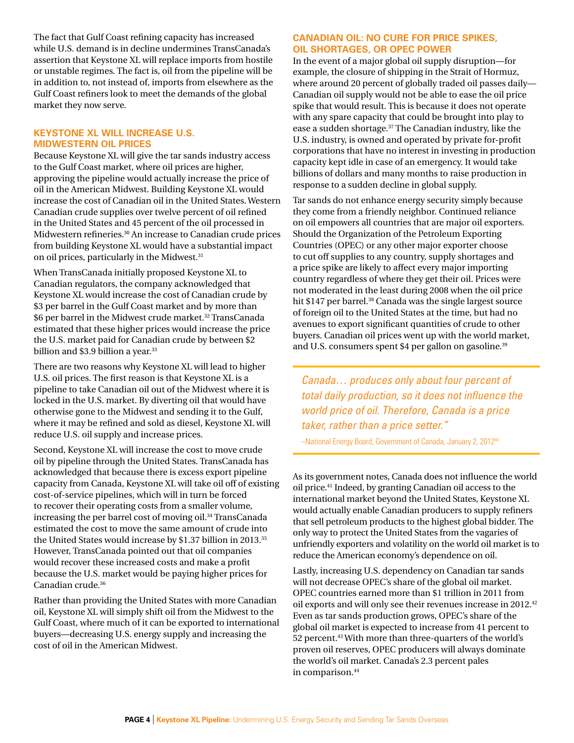The fact that Gulf Coast refining capacity has increased while U.S. demand is in decline undermines TransCanada's assertion that Keystone XL will replace imports from hostile or unstable regimes. The fact is, oil from the pipeline will be in addition to, not instead of, imports from elsewhere as the Gulf Coast refiners look to meet the demands of the global market they now serve.

## KEYSTONE XL WILL INCREASE U.S. MIDWESTERN OIL PRICES

Because Keystone XL will give the tar sands industry access to the Gulf Coast market, where oil prices are higher, approving the pipeline would actually increase the price of oil in the American Midwest. Building Keystone XL would increase the cost of Canadian oil in the United States. Western Canadian crude supplies over twelve percent of oil refined in the United States and 45 percent of the oil processed in Midwestern refineries.[30] An increase to Canadian crude prices from building Keystone XL would have a substantial impact on oil prices, particularly in the Midwest.[31]

When TransCanada initially proposed Keystone XL to Canadian regulators, the company acknowledged that Keystone XL would increase the cost of Canadian crude by $3 per barrel in the Gulf Coast market and by more than $6 per barrel in the Midwest crude market.[32] TransCanada estimated that these higher prices would increase the price the U.S. market paid for Canadian crude by between $2 billion and $3.9 billion a year.[33]

There are two reasons why Keystone XL will lead to higher U.S. oil prices. The first reason is that Keystone XL is a pipeline to take Canadian oil out of the Midwest where it is locked in the U.S. market. By diverting oil that would have otherwise gone to the Midwest and sending it to the Gulf, where it may be refined and sold as diesel, Keystone XL will reduce U.S. oil supply and increase prices.

Second, Keystone XL will increase the cost to move crude oil by pipeline through the United States. TransCanada has acknowledged that because there is excess export pipeline capacity from Canada, Keystone XL will take oil off of existing cost-of-service pipelines, which will in turn be forced to recover their operating costs from a smaller volume, increasing the per barrel cost of moving oil.[34] TransCanada estimated the cost to move the same amount of crude into the United States would increase by $1.37 billion in 2013.[35] However, TransCanada pointed out that oil companies would recover these increased costs and make a profit because the U.S. market would be paying higher prices for Canadian crude.[36]

Rather than providing the United States with more Canadian oil, Keystone XL will simply shift oil from the Midwest to the Gulf Coast, where much of it can be exported to international buyers—decreasing U.S. energy supply and increasing the cost of oil in the American Midwest.

## CANADIAN OIL: NO CURE FOR PRICE SPIKES, OIL SHORTAGES, OR OPEC POWER

In the event of a major global oil supply disruption—for example, the closure of shipping in the Strait of Hormuz, where around 20 percent of globally traded oil passes daily—Canadian oil supply would not be able to ease the oil price spike that would result. This is because it does not operate with any spare capacity that could be brought into play to ease a sudden shortage.[37] The Canadian industry, like the U.S. industry, is owned and operated by private for-profit corporations that have no interest in investing in production capacity kept idle in case of an emergency. It would take billions of dollars and many months to raise production in response to a sudden decline in global supply.

Tar sands do not enhance energy security simply because they come from a friendly neighbor. Continued reliance on oil empowers all countries that are major oil exporters. Should the Organization of the Petroleum Exporting Countries (OPEC) or any other major exporter choose to cut off supplies to any country, supply shortages and a price spike are likely to affect every major importing country regardless of where they get their oil. Prices were not moderated in the least during 2008 when the oil price hit $147 per barrel.[38] Canada was the single largest source of foreign oil to the United States at the time, but had no avenues to export significant quantities of crude to other buyers. Canadian oil prices went up with the world market, and U.S. consumers spent $4 per gallon on gasoline.[39]

> *Canada… produces only about four percent of total daily production, so it does not influence the world price of oil. Therefore, Canada is a price taker, rather than a price setter."*
>
> –National Energy Board, Government of Canada, January 2, 2012[40]

As its government notes, Canada does not influence the world oil price.[41] Indeed, by granting Canadian oil access to the international market beyond the United States, Keystone XL would actually enable Canadian producers to supply refiners that sell petroleum products to the highest global bidder. The only way to protect the United States from the vagaries of unfriendly exporters and volatility on the world oil market is to reduce the American economy's dependence on oil.

Lastly, increasing U.S. dependency on Canadian tar sands will not decrease OPEC's share of the global oil market. OPEC countries earned more than $1 trillion in 2011 from oil exports and will only see their revenues increase in 2012.[42] Even as tar sands production grows, OPEC's share of the global oil market is expected to increase from 41 percent to 52 percent.[43] With more than three-quarters of the world's proven oil reserves, OPEC producers will always dominate the world's oil market. Canada's 2.3 percent pales in comparison.[44]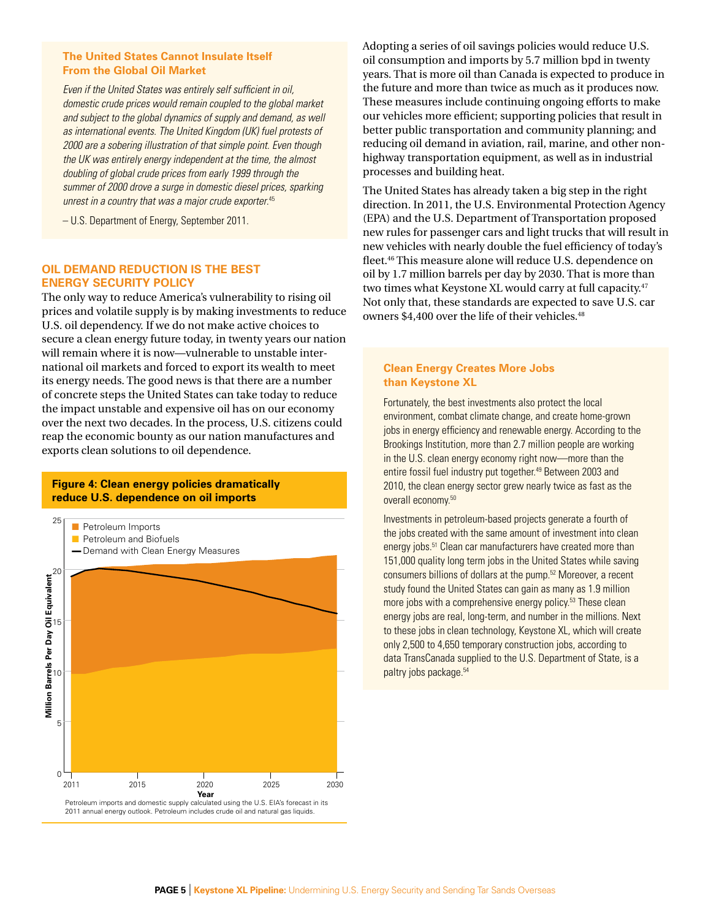### The United States Cannot Insulate Itself From the Global Oil Market

*Even if the United States was entirely self sufficient in oil, domestic crude prices would remain coupled to the global market and subject to the global dynamics of supply and demand, as well as international events. The United Kingdom (UK) fuel protests of 2000 are a sobering illustration of that simple point. Even though the UK was entirely energy independent at the time, the almost doubling of global crude prices from early 1999 through the summer of 2000 drove a surge in domestic diesel prices, sparking unrest in a country that was a major crude exporter.*[45]

– U.S. Department of Energy, September 2011.

## OIL DEMAND REDUCTION IS THE BEST ENERGY SECURITY POLICY

The only way to reduce America's vulnerability to rising oil prices and volatile supply is by making investments to reduce U.S. oil dependency. If we do not make active choices to secure a clean energy future today, in twenty years our nation will remain where it is now—vulnerable to unstable international oil markets and forced to export its wealth to meet its energy needs. The good news is that there are a number of concrete steps the United States can take today to reduce the impact unstable and expensive oil has on our economy over the next two decades. In the process, U.S. citizens could reap the economic bounty as our nation manufactures and exports clean solutions to oil dependence.

**Figure 4: Clean energy policies dramatically reduce U.S. dependence on oil imports**

Petroleum imports and domestic supply calculated using the U.S. EIA's forecast in its 2011 annual energy outlook. Petroleum includes crude oil and natural gas liquids.

Adopting a series of oil savings policies would reduce U.S. oil consumption and imports by 5.7 million bpd in twenty years. That is more oil than Canada is expected to produce in the future and more than twice as much as it produces now. These measures include continuing ongoing efforts to make our vehicles more efficient; supporting policies that result in better public transportation and community planning; and reducing oil demand in aviation, rail, marine, and other non-highway transportation equipment, as well as in industrial processes and building heat.

The United States has already taken a big step in the right direction. In 2011, the U.S. Environmental Protection Agency (EPA) and the U.S. Department of Transportation proposed new rules for passenger cars and light trucks that will result in new vehicles with nearly double the fuel efficiency of today's fleet.[46] This measure alone will reduce U.S. dependence on oil by 1.7 million barrels per day by 2030. That is more than two times what Keystone XL would carry at full capacity.[47] Not only that, these standards are expected to save U.S. car owners $4,400 over the life of their vehicles.[48]

### Clean Energy Creates More Jobs than Keystone XL

Fortunately, the best investments also protect the local environment, combat climate change, and create home-grown jobs in energy efficiency and renewable energy. According to the Brookings Institution, more than 2.7 million people are working in the U.S. clean energy economy right now—more than the entire fossil fuel industry put together.[49] Between 2003 and 2010, the clean energy sector grew nearly twice as fast as the overall economy.[50]

Investments in petroleum-based projects generate a fourth of the jobs created with the same amount of investment into clean energy jobs.[51] Clean car manufacturers have created more than 151,000 quality long term jobs in the United States while saving consumers billions of dollars at the pump.[52] Moreover, a recent study found the United States can gain as many as 1.9 million more jobs with a comprehensive energy policy.[53] These clean energy jobs are real, long-term, and number in the millions. Next to these jobs in clean technology, Keystone XL, which will create only 2,500 to 4,650 temporary construction jobs, according to data TransCanada supplied to the U.S. Department of State, is a paltry jobs package.[54]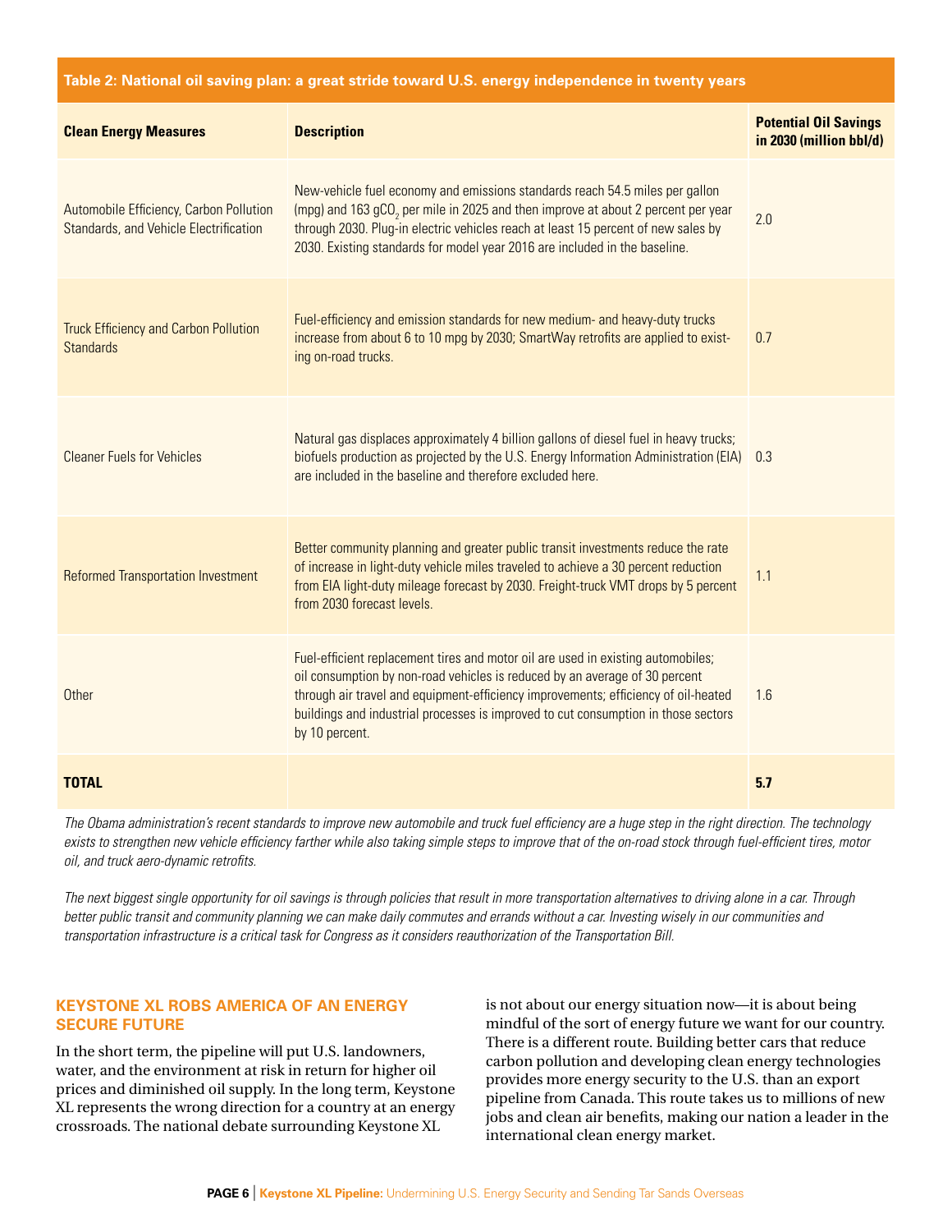**Table 2: National oil saving plan: a great stride toward U.S. energy independence in twenty years**

| Clean Energy Measures | Description | Potential Oil Savings in 2030 (million bbl/d) |
|---|---|---|
| Automobile Efficiency, Carbon Pollution Standards, and Vehicle Electrification | New-vehicle fuel economy and emissions standards reach 54.5 miles per gallon (mpg) and 163 $gCO_2$ per mile in 2025 and then improve at about 2 percent per year through 2030. Plug-in electric vehicles reach at least 15 percent of new sales by 2030. Existing standards for model year 2016 are included in the baseline. | 2.0 |
| Truck Efficiency and Carbon Pollution Standards | Fuel-efficiency and emission standards for new medium- and heavy-duty trucks increase from about 6 to 10 mpg by 2030; SmartWay retrofits are applied to existing on-road trucks. | 0.7 |
| Cleaner Fuels for Vehicles | Natural gas displaces approximately 4 billion gallons of diesel fuel in heavy trucks; biofuels production as projected by the U.S. Energy Information Administration (EIA) are included in the baseline and therefore excluded here. | 0.3 |
| Reformed Transportation Investment | Better community planning and greater public transit investments reduce the rate of increase in light-duty vehicle miles traveled to achieve a 30 percent reduction from EIA light-duty mileage forecast by 2030. Freight-truck VMT drops by 5 percent from 2030 forecast levels. | 1.1 |
| Other | Fuel-efficient replacement tires and motor oil are used in existing automobiles; oil consumption by non-road vehicles is reduced by an average of 30 percent through air travel and equipment-efficiency improvements; efficiency of oil-heated buildings and industrial processes is improved to cut consumption in those sectors by 10 percent. | 1.6 |
| **TOTAL** | | **5.7** |

*The Obama administration's recent standards to improve new automobile and truck fuel efficiency are a huge step in the right direction. The technology exists to strengthen new vehicle efficiency farther while also taking simple steps to improve that of the on-road stock through fuel-efficient tires, motor oil, and truck aero-dynamic retrofits.*

*The next biggest single opportunity for oil savings is through policies that result in more transportation alternatives to driving alone in a car. Through better public transit and community planning we can make daily commutes and errands without a car. Investing wisely in our communities and transportation infrastructure is a critical task for Congress as it considers reauthorization of the Transportation Bill.*

## KEYSTONE XL ROBS AMERICA OF AN ENERGY SECURE FUTURE

In the short term, the pipeline will put U.S. landowners, water, and the environment at risk in return for higher oil prices and diminished oil supply. In the long term, Keystone XL represents the wrong direction for a country at an energy crossroads. The national debate surrounding Keystone XL is not about our energy situation now—it is about being mindful of the sort of energy future we want for our country. There is a different route. Building better cars that reduce carbon pollution and developing clean energy technologies provides more energy security to the U.S. than an export pipeline from Canada. This route takes us to millions of new jobs and clean air benefits, making our nation a leader in the international clean energy market.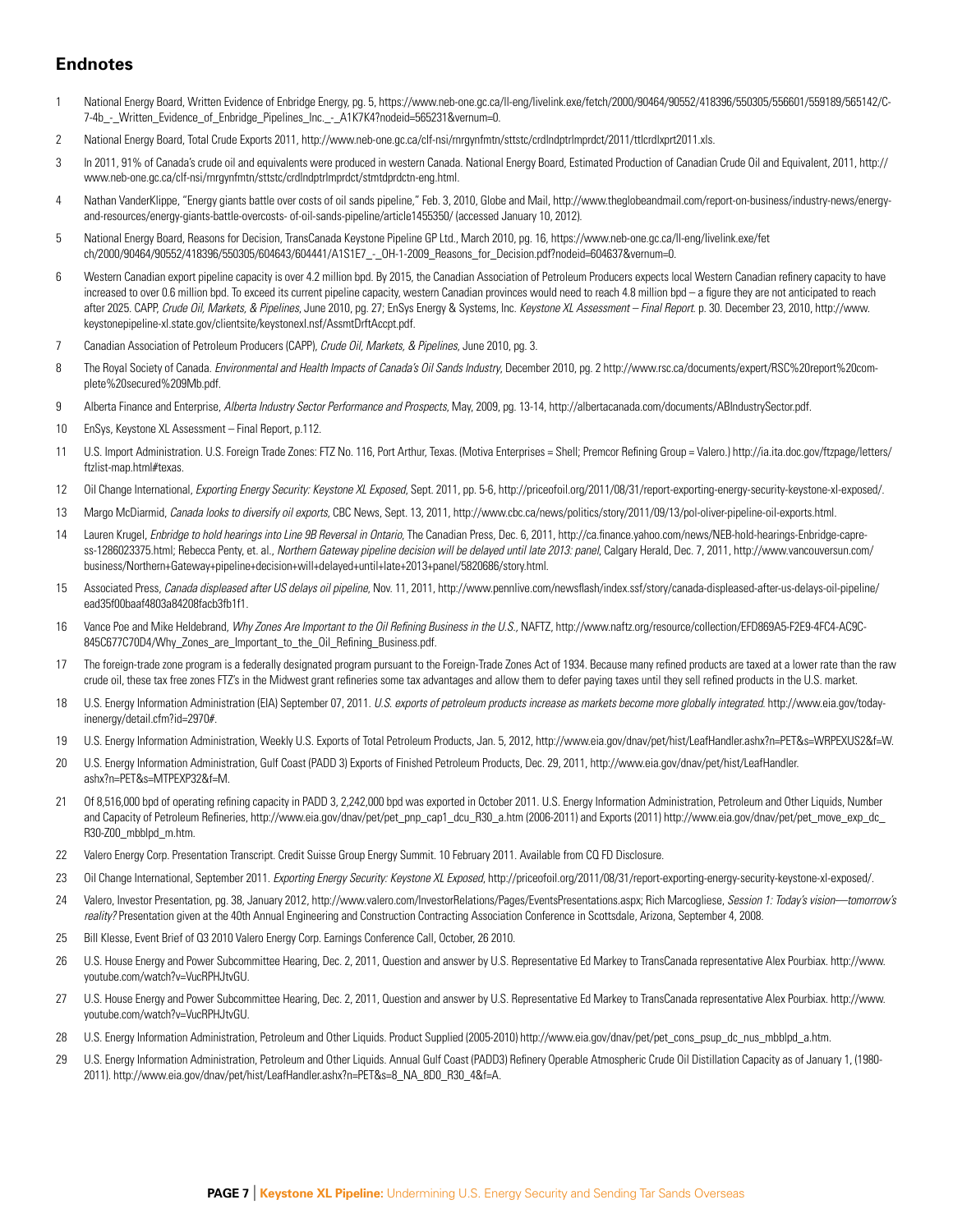## Endnotes

1. National Energy Board, Written Evidence of Enbridge Energy, pg. 5, https://www.neb-one.gc.ca/ll-eng/livelink.exe/fetch/2000/90464/90552/418396/550305/556601/559189/565142/C-7-4b_-_Written_Evidence_of_Enbridge_Pipelines_Inc._-_A1K7K4?nodeid=565231&vernum=0.

2. National Energy Board, Total Crude Exports 2011, http://www.neb-one.gc.ca/clf-nsi/rnrgynfmtn/sttstc/crdlndptrlmprdct/2011/ttlcrdlxprt2011.xls.

3. In 2011, 91% of Canada's crude oil and equivalents were produced in western Canada. National Energy Board, Estimated Production of Canadian Crude Oil and Equivalent, 2011, http://www.neb-one.gc.ca/clf-nsi/rnrgynfmtn/sttstc/crdlndptrlmprdct/stmtdprdctn-eng.html.

4. Nathan VanderKlippe, "Energy giants battle over costs of oil sands pipeline," Feb. 3, 2010, Globe and Mail, http://www.theglobeandmail.com/report-on-business/industry-news/energy-and-resources/energy-giants-battle-overcosts- of-oil-sands-pipeline/article1455350/ (accessed January 10, 2012).

5. National Energy Board, Reasons for Decision, TransCanada Keystone Pipeline GP Ltd., March 2010, pg. 16, https://www.neb-one.gc.ca/ll-eng/livelink.exe/fet ch/2000/90464/90552/418396/550305/604643/604441/A1S1E7_-_OH-1-2009_Reasons_for_Decision.pdf?nodeid=604637&vernum=0.

6. Western Canadian export pipeline capacity is over 4.2 million bpd. By 2015, the Canadian Association of Petroleum Producers expects local Western Canadian refinery capacity to have increased to over 0.6 million bpd. To exceed its current pipeline capacity, western Canadian provinces would need to reach 4.8 million bpd – a figure they are not anticipated to reach after 2025. CAPP, *Crude Oil, Markets, & Pipelines*, June 2010, pg. 27; EnSys Energy & Systems, Inc. *Keystone XL Assessment – Final Report.* p. 30. December 23, 2010, http://www.keystonepipeline-xl.state.gov/clientsite/keystonexl.nsf/AssmtDrftAccpt.pdf.

7. Canadian Association of Petroleum Producers (CAPP), *Crude Oil, Markets, & Pipelines*, June 2010, pg. 3.

8. The Royal Society of Canada. *Environmental and Health Impacts of Canada's Oil Sands Industry*, December 2010, pg. 2 http://www.rsc.ca/documents/expert/RSC%20report%20complete%20secured%209Mb.pdf.

9. Alberta Finance and Enterprise, *Alberta Industry Sector Performance and Prospects*, May, 2009, pg. 13-14, http://albertacanada.com/documents/ABIndustrySector.pdf.

10. EnSys, Keystone XL Assessment – Final Report, p.112.

11. U.S. Import Administration. U.S. Foreign Trade Zones: FTZ No. 116, Port Arthur, Texas. (Motiva Enterprises = Shell; Premcor Refining Group = Valero.) http://ia.ita.doc.gov/ftzpage/letters/ftzlist-map.html#texas.

12. Oil Change International, *Exporting Energy Security: Keystone XL Exposed*, Sept. 2011, pp. 5-6, http://priceofoil.org/2011/08/31/report-exporting-energy-security-keystone-xl-exposed/.

13. Margo McDiarmid, *Canada looks to diversify oil exports*, CBC News, Sept. 13, 2011, http://www.cbc.ca/news/politics/story/2011/09/13/pol-oliver-pipeline-oil-exports.html.

14. Lauren Krugel, *Enbridge to hold hearings into Line 9B Reversal in Ontario*, The Canadian Press, Dec. 6, 2011, http://ca.finance.yahoo.com/news/NEB-hold-hearings-Enbridge-capress-1286023375.html; Rebecca Penty, et. al., *Northern Gateway pipeline decision will be delayed until late 2013: panel*, Calgary Herald, Dec. 7, 2011, http://www.vancouversun.com/business/Northern+Gateway+pipeline+decision+will+delayed+until+late+2013+panel/5820686/story.html.

15. Associated Press, *Canada displeased after US delays oil pipeline*, Nov. 11, 2011, http://www.pennlive.com/newsflash/index.ssf/story/canada-displeased-after-us-delays-oil-pipeline/ead35f00baaf4803a84208facb3fb1f1.

16. Vance Poe and Mike Heldebrand, *Why Zones Are Important to the Oil Refining Business in the U.S.*, NAFTZ, http://www.naftz.org/resource/collection/EFD869A5-F2E9-4FC4-AC9C-845C677C70D4/Why_Zones_are_Important_to_the_Oil_Refining_Business.pdf.

17. The foreign-trade zone program is a federally designated program pursuant to the Foreign-Trade Zones Act of 1934. Because many refined products are taxed at a lower rate than the raw crude oil, these tax free zones FTZ's in the Midwest grant refineries some tax advantages and allow them to defer paying taxes until they sell refined products in the U.S. market.

18. U.S. Energy Information Administration (EIA) September 07, 2011. *U.S. exports of petroleum products increase as markets become more globally integrated.* http://www.eia.gov/todayinenergy/detail.cfm?id=2970#.

19. U.S. Energy Information Administration, Weekly U.S. Exports of Total Petroleum Products, Jan. 5, 2012, http://www.eia.gov/dnav/pet/hist/LeafHandler.ashx?n=PET&s=WRPEXUS2&f=W.

20. U.S. Energy Information Administration, Gulf Coast (PADD 3) Exports of Finished Petroleum Products, Dec. 29, 2011, http://www.eia.gov/dnav/pet/hist/LeafHandler.ashx?n=PET&s=MTPEXP32&f=M.

21. Of 8,516,000 bpd of operating refining capacity in PADD 3, 2,242,000 bpd was exported in October 2011. U.S. Energy Information Administration, Petroleum and Other Liquids, Number and Capacity of Petroleum Refineries, http://www.eia.gov/dnav/pet/pet_pnp_cap1_dcu_R30_a.htm (2006-2011) and Exports (2011) http://www.eia.gov/dnav/pet/pet_move_exp_dc_R30-Z00_mbblpd_m.htm.

22. Valero Energy Corp. Presentation Transcript. Credit Suisse Group Energy Summit. 10 February 2011. Available from CQ FD Disclosure.

23. Oil Change International, September 2011. *Exporting Energy Security: Keystone XL Exposed*, http://priceofoil.org/2011/08/31/report-exporting-energy-security-keystone-xl-exposed/.

24. Valero, Investor Presentation, pg. 38, January 2012, http://www.valero.com/InvestorRelations/Pages/EventsPresentations.aspx; Rich Marcogliese, *Session 1: Today's vision—tomorrow's reality?* Presentation given at the 40th Annual Engineering and Construction Contracting Association Conference in Scottsdale, Arizona, September 4, 2008.

25. Bill Klesse, Event Brief of Q3 2010 Valero Energy Corp. Earnings Conference Call, October, 26 2010.

26. U.S. House Energy and Power Subcommittee Hearing, Dec. 2, 2011, Question and answer by U.S. Representative Ed Markey to TransCanada representative Alex Pourbiax. http://www.youtube.com/watch?v=VucRPHJtvGU.

27. U.S. House Energy and Power Subcommittee Hearing, Dec. 2, 2011, Question and answer by U.S. Representative Ed Markey to TransCanada representative Alex Pourbiax. http://www.youtube.com/watch?v=VucRPHJtvGU.

28. U.S. Energy Information Administration, Petroleum and Other Liquids. Product Supplied (2005-2010) http://www.eia.gov/dnav/pet/pet_cons_psup_dc_nus_mbblpd_a.htm.

29. U.S. Energy Information Administration, Petroleum and Other Liquids. Annual Gulf Coast (PADD3) Refinery Operable Atmospheric Crude Oil Distillation Capacity as of January 1, (1980-2011). http://www.eia.gov/dnav/pet/hist/LeafHandler.ashx?n=PET&s=8_NA_8D0_R30_4&f=A.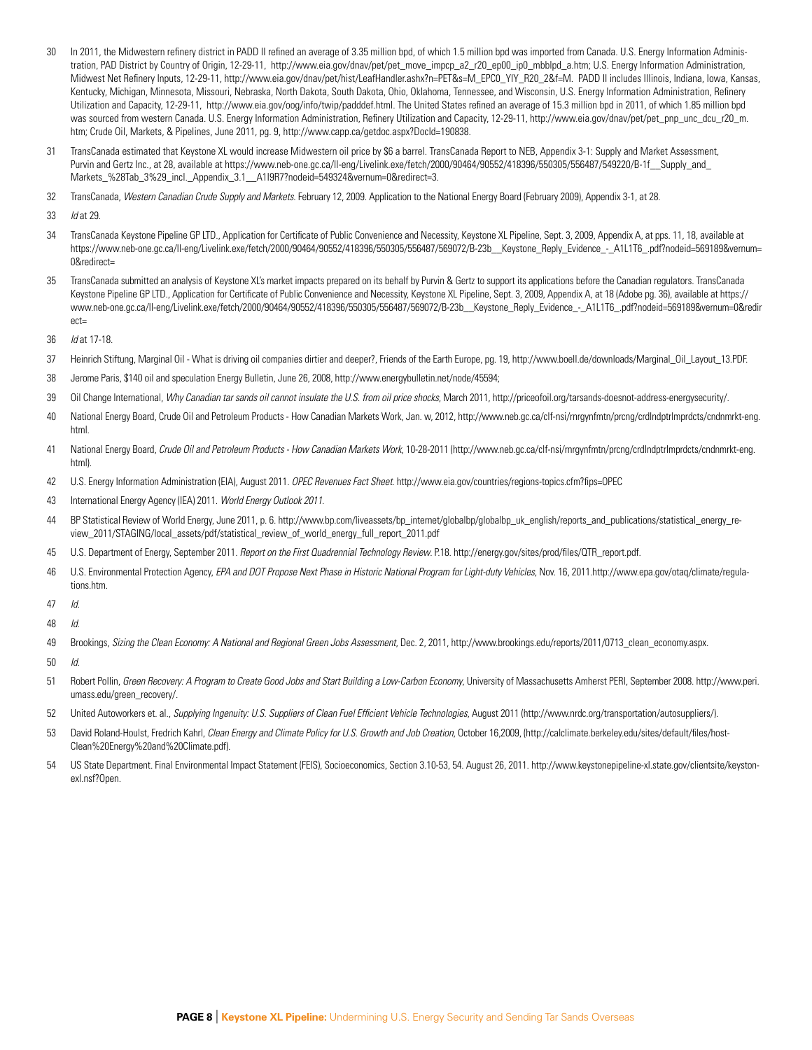30 In 2011, the Midwestern refinery district in PADD II refined an average of 3.35 million bpd, of which 1.5 million bpd was imported from Canada. U.S. Energy Information Administration, PAD District by Country of Origin, 12-29-11, http://www.eia.gov/dnav/pet/pet_move_impcp_a2_r20_ep00_ip0_mbblpd_a.htm; U.S. Energy Information Administration, Midwest Net Refinery Inputs, 12-29-11, http://www.eia.gov/dnav/pet/hist/LeafHandler.ashx?n=PET&s=M_EPC0_YIY_R20_2&f=M. PADD II includes Illinois, Indiana, Iowa, Kansas, Kentucky, Michigan, Minnesota, Missouri, Nebraska, North Dakota, South Dakota, Ohio, Oklahoma, Tennessee, and Wisconsin, U.S. Energy Information Administration, Refinery Utilization and Capacity, 12-29-11, http://www.eia.gov/oog/info/twip/padddef.html. The United States refined an average of 15.3 million bpd in 2011, of which 1.85 million bpd was sourced from western Canada. U.S. Energy Information Administration, Refinery Utilization and Capacity, 12-29-11, http://www.eia.gov/dnav/pet/pet_pnp_unc_dcu_r20_m.htm; Crude Oil, Markets, & Pipelines, June 2011, pg. 9, http://www.capp.ca/getdoc.aspx?DocId=190838.

31 TransCanada estimated that Keystone XL would increase Midwestern oil price by $6 a barrel. TransCanada Report to NEB, Appendix 3-1: Supply and Market Assessment, Purvin and Gertz Inc., at 28, available at https://www.neb-one.gc.ca/ll-eng/Livelink.exe/fetch/2000/90464/90552/418396/550305/556487/549220/B-1f__Supply_and_Markets_%28Tab_3%29_incl._Appendix_3.1__A1I9R7?nodeid=549324&vernum=0&redirect=3.

32 TransCanada, *Western Canadian Crude Supply and Markets*. February 12, 2009. Application to the National Energy Board (February 2009), Appendix 3-1, at 28.

33 *Id* at 29.

34 TransCanada Keystone Pipeline GP LTD., Application for Certificate of Public Convenience and Necessity, Keystone XL Pipeline, Sept. 3, 2009, Appendix A, at pps. 11, 18, available at https://www.neb-one.gc.ca/ll-eng/Livelink.exe/fetch/2000/90464/90552/418396/550305/556487/569072/B-23b__Keystone_Reply_Evidence_-_A1L1T6_.pdf?nodeid=569189&vernum=0&redirect=

35 TransCanada submitted an analysis of Keystone XL's market impacts prepared on its behalf by Purvin & Gertz to support its applications before the Canadian regulators. TransCanada Keystone Pipeline GP LTD., Application for Certificate of Public Convenience and Necessity, Keystone XL Pipeline, Sept. 3, 2009, Appendix A, at 18 (Adobe pg. 36), available at https://www.neb-one.gc.ca/ll-eng/Livelink.exe/fetch/2000/90464/90552/418396/550305/556487/569072/B-23b__Keystone_Reply_Evidence_-_A1L1T6_.pdf?nodeid=569189&vernum=0&redirect=

36 *Id* at 17-18.

37 Heinrich Stiftung, Marginal Oil - What is driving oil companies dirtier and deeper?, Friends of the Earth Europe, pg. 19, http://www.boell.de/downloads/Marginal_Oil_Layout_13.PDF.

38 Jerome Paris, $140 oil and speculation Energy Bulletin, June 26, 2008, http://www.energybulletin.net/node/45594;

39 Oil Change International, *Why Canadian tar sands oil cannot insulate the U.S. from oil price shocks*, March 2011, http://priceofoil.org/tarsands-doesnot-address-energysecurity/.

40 National Energy Board, Crude Oil and Petroleum Products - How Canadian Markets Work, Jan. w, 2012, http://www.neb.gc.ca/clf-nsi/rnrgynfmtn/prcng/crdlndptrlmprdcts/cndnmrkt-eng.html.

41 National Energy Board, *Crude Oil and Petroleum Products - How Canadian Markets Work*, 10-28-2011 (http://www.neb.gc.ca/clf-nsi/rnrgynfmtn/prcng/crdlndptrlmprdcts/cndnmrkt-eng.html).

42 U.S. Energy Information Administration (EIA), August 2011. *OPEC Revenues Fact Sheet*. http://www.eia.gov/countries/regions-topics.cfm?fips=OPEC

43 International Energy Agency (IEA) 2011. *World Energy Outlook 2011*.

44 BP Statistical Review of World Energy, June 2011, p. 6. http://www.bp.com/liveassets/bp_internet/globalbp/globalbp_uk_english/reports_and_publications/statistical_energy_review_2011/STAGING/local_assets/pdf/statistical_review_of_world_energy_full_report_2011.pdf

45 U.S. Department of Energy, September 2011. *Report on the First Quadrennial Technology Review*. P.18. http://energy.gov/sites/prod/files/QTR_report.pdf.

46 U.S. Environmental Protection Agency, *EPA and DOT Propose Next Phase in Historic National Program for Light-duty Vehicles*, Nov. 16, 2011.http://www.epa.gov/otaq/climate/regulations.htm.

47 *Id*.

48 *Id*.

49 Brookings, *Sizing the Clean Economy: A National and Regional Green Jobs Assessment*, Dec. 2, 2011, http://www.brookings.edu/reports/2011/0713_clean_economy.aspx.

50 *Id*.

51 Robert Pollin, *Green Recovery: A Program to Create Good Jobs and Start Building a Low-Carbon Economy*, University of Massachusetts Amherst PERI, September 2008. http://www.peri.umass.edu/green_recovery/.

52 United Autoworkers et. al., *Supplying Ingenuity: U.S. Suppliers of Clean Fuel Efficient Vehicle Technologies*, August 2011 (http://www.nrdc.org/transportation/autosuppliers/).

53 David Roland-Houlst, Fredrich Kahrl, *Clean Energy and Climate Policy for U.S. Growth and Job Creation*, October 16,2009, (http://calclimate.berkeley.edu/sites/default/files/host-Clean%20Energy%20and%20Climate.pdf).

54 US State Department. Final Environmental Impact Statement (FEIS), Socioeconomics, Section 3.10-53, 54. August 26, 2011. http://www.keystonepipeline-xl.state.gov/clientsite/keystonexl.nsf?Open.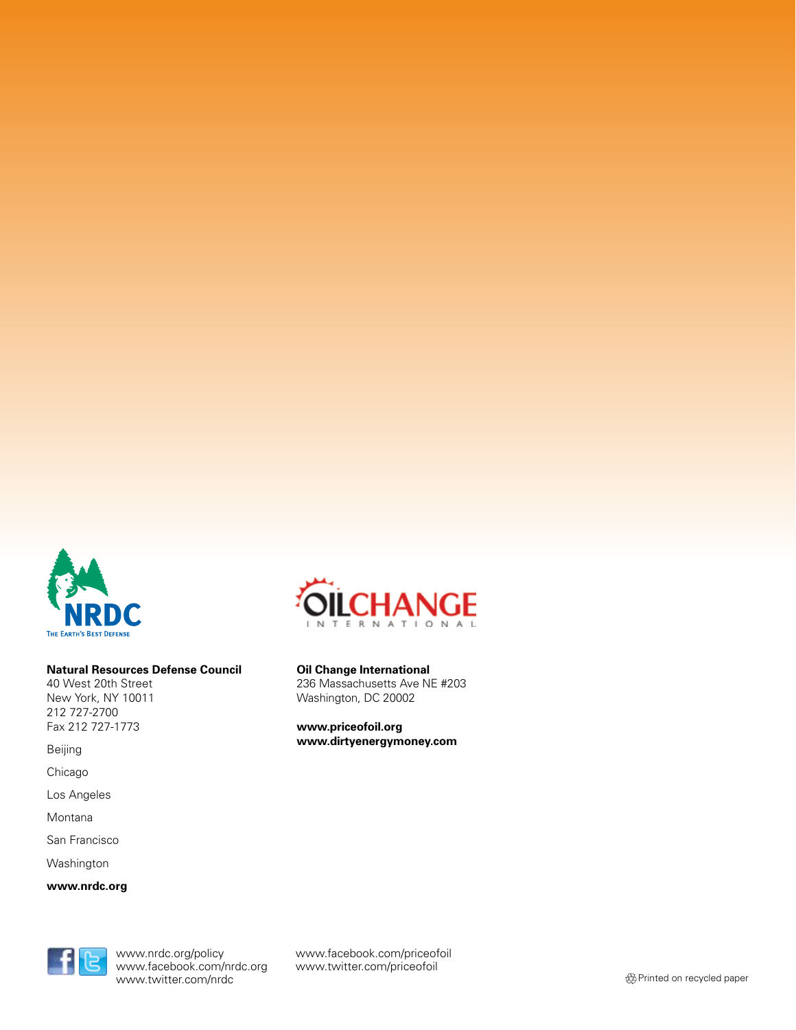NRDC

THE EARTH'S BEST DEFENSE

OILCHANGE

INTERNATIONAL

**Natural Resources Defense Council**
40 West 20th Street
New York, NY 10011
212 727-2700
Fax 212 727-1773

Beijing

Chicago

Los Angeles

Montana

San Francisco

Washington

**www.nrdc.org**

**Oil Change International**
236 Massachusetts Ave NE #203
Washington, DC 20002

**www.priceofoil.org**
**www.dirtyenergymoney.com**

www.nrdc.org/policy
www.facebook.com/nrdc.org
www.twitter.com/nrdc

www.facebook.com/priceofoil
www.twitter.com/priceofoil

Printed on recycled paper